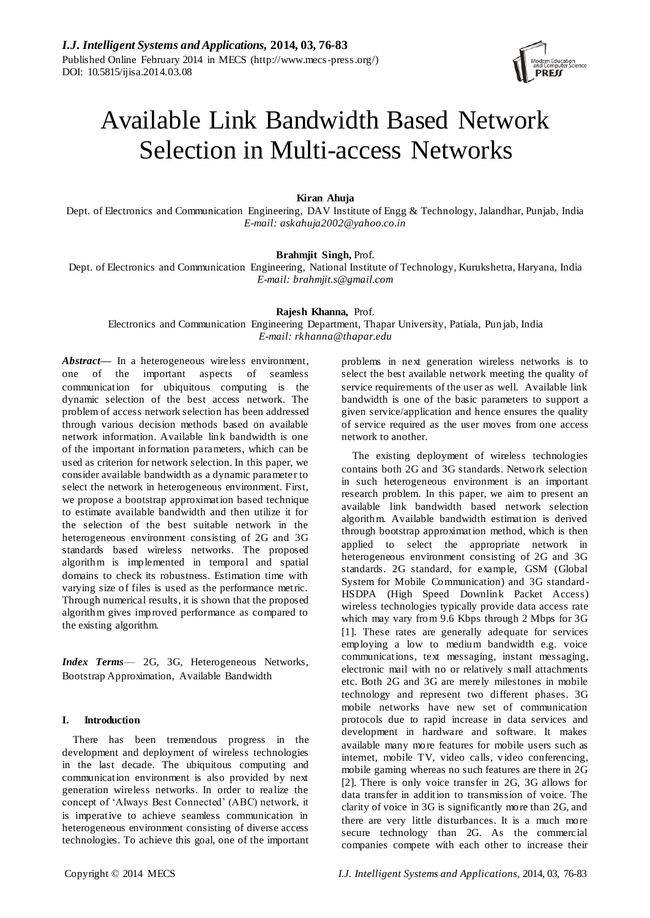# Available Link Bandwidth Based Network Selection in Multi-access Networks

**Kiran Ahuja**
Dept. of Electronics and Communication Engineering, DAV Institute of Engg & Technology, Jalandhar, Punjab, India
*E-mail: askahuja2002@yahoo.co.in*

**Brahmjit Singh,** Prof.
Dept. of Electronics and Communication Engineering, National Institute of Technology, Kurukshetra, Haryana, India
*E-mail: brahmjit.s@gmail.com*

**Rajesh Khanna,** Prof.
Electronics and Communication Engineering Department, Thapar University, Patiala, Punjab, India
*E-mail: rkhanna@thapar.edu*

***Abstract*****—** In a heterogeneous wireless environment, one of the important aspects of seamless communication for ubiquitous computing is the dynamic selection of the best access network. The problem of access network selection has been addressed through various decision methods based on available network information. Available link bandwidth is one of the important information parameters, which can be used as criterion for network selection. In this paper, we consider available bandwidth as a dynamic parameter to select the network in heterogeneous environment. First, we propose a bootstrap approximation based technique to estimate available bandwidth and then utilize it for the selection of the best suitable network in the heterogeneous environment consisting of 2G and 3G standards based wireless networks. The proposed algorithm is implemented in temporal and spatial domains to check its robustness. Estimation time with varying size of files is used as the performance metric. Through numerical results, it is shown that the proposed algorithm gives improved performance as compared to the existing algorithm.

***Index Terms*** — 2G, 3G, Heterogeneous Networks, Bootstrap Approximation, Available Bandwidth

## I. Introduction

There has been tremendous progress in the development and deployment of wireless technologies in the last decade. The ubiquitous computing and communication environment is also provided by next generation wireless networks. In order to realize the concept of 'Always Best Connected' (ABC) network, it is imperative to achieve seamless communication in heterogeneous environment consisting of diverse access technologies. To achieve this goal, one of the important problems in next generation wireless networks is to select the best available network meeting the quality of service requirements of the user as well. Available link bandwidth is one of the basic parameters to support a given service/application and hence ensures the quality of service required as the user moves from one access network to another.

The existing deployment of wireless technologies contains both 2G and 3G standards. Network selection in such heterogeneous environment is an important research problem. In this paper, we aim to present an available link bandwidth based network selection algorithm. Available bandwidth estimation is derived through bootstrap approximation method, which is then applied to select the appropriate network in heterogeneous environment consisting of 2G and 3G standards. 2G standard, for example, GSM (Global System for Mobile Communication) and 3G standard-HSDPA (High Speed Downlink Packet Access) wireless technologies typically provide data access rate which may vary from 9.6 Kbps through 2 Mbps for 3G [1]. These rates are generally adequate for services employing a low to medium bandwidth e.g. voice communications, text messaging, instant messaging, electronic mail with no or relatively small attachments etc. Both 2G and 3G are merely milestones in mobile technology and represent two different phases. 3G mobile networks have new set of communication protocols due to rapid increase in data services and development in hardware and software. It makes available many more features for mobile users such as internet, mobile TV, video calls, video conferencing, mobile gaming whereas no such features are there in 2G [2]. There is only voice transfer in 2G, 3G allows for data transfer in addition to transmission of voice. The clarity of voice in 3G is significantly more than 2G, and there are very little disturbances. It is a much more secure technology than 2G. As the commercial companies compete with each other to increase their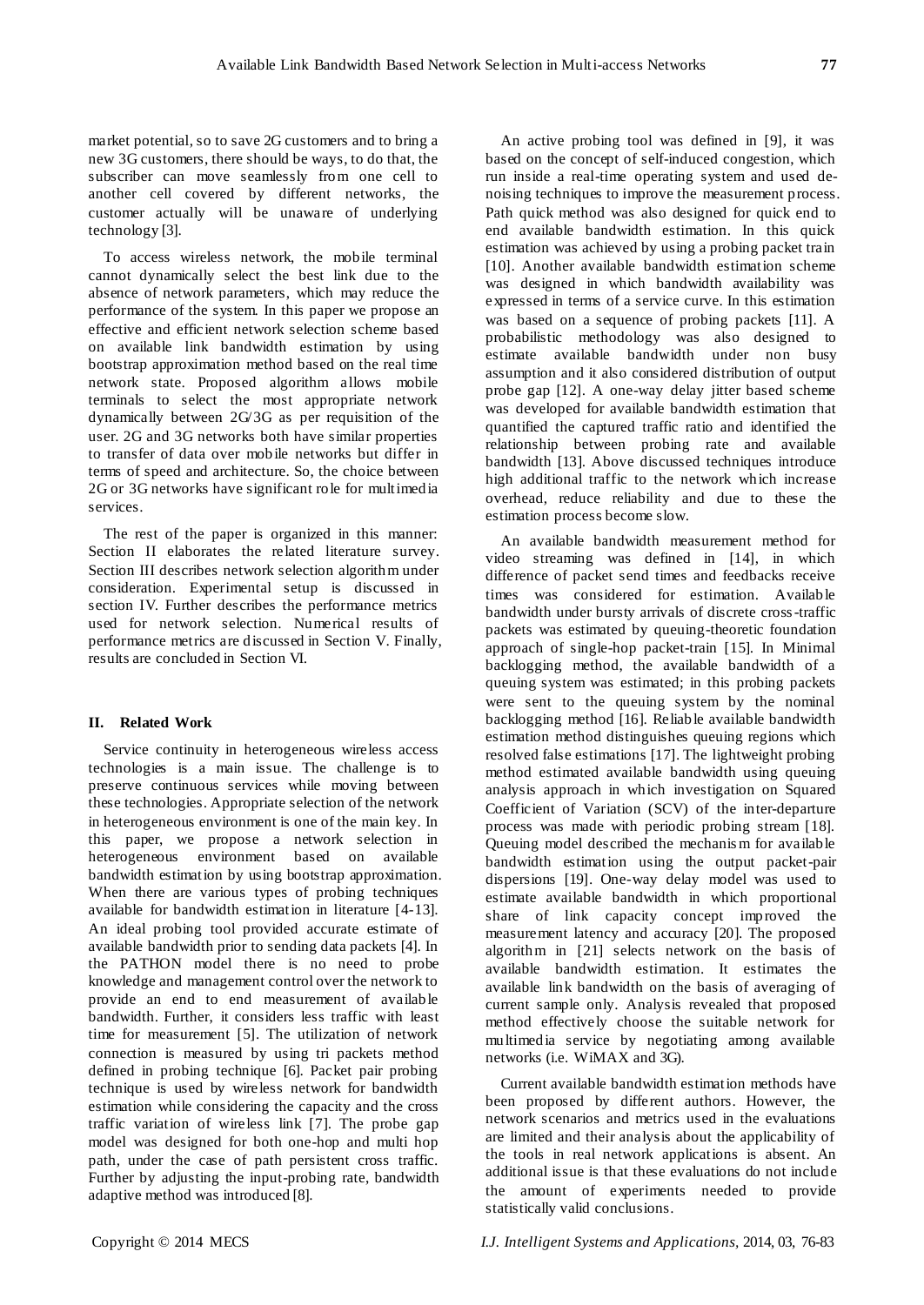market potential, so to save 2G customers and to bring a new 3G customers, there should be ways, to do that, the subscriber can move seamlessly from one cell to another cell covered by different networks, the customer actually will be unaware of underlying technology [3].

To access wireless network, the mobile terminal cannot dynamically select the best link due to the absence of network parameters, which may reduce the performance of the system. In this paper we propose an effective and efficient network selection scheme based on available link bandwidth estimation by using bootstrap approximation method based on the real time network state. Proposed algorithm allows mobile terminals to select the most appropriate network dynamically between 2G/3G as per requisition of the user. 2G and 3G networks both have similar properties to transfer of data over mobile networks but differ in terms of speed and architecture. So, the choice between 2G or 3G networks have significant role for multimedia services.

The rest of the paper is organized in this manner: Section II elaborates the related literature survey. Section III describes network selection algorithm under consideration. Experimental setup is discussed in section IV. Further describes the performance metrics used for network selection. Numerical results of performance metrics are discussed in Section V. Finally, results are concluded in Section VI.

## II. Related Work

Service continuity in heterogeneous wireless access technologies is a main issue. The challenge is to preserve continuous services while moving between these technologies. Appropriate selection of the network in heterogeneous environment is one of the main key. In this paper, we propose a network selection in heterogeneous environment based on available bandwidth estimation by using bootstrap approximation. When there are various types of probing techniques available for bandwidth estimation in literature [4-13]. An ideal probing tool provided accurate estimate of available bandwidth prior to sending data packets [4]. In the PATHON model there is no need to probe knowledge and management control over the network to provide an end to end measurement of available bandwidth. Further, it considers less traffic with least time for measurement [5]. The utilization of network connection is measured by using tri packets method defined in probing technique [6]. Packet pair probing technique is used by wireless network for bandwidth estimation while considering the capacity and the cross traffic variation of wireless link [7]. The probe gap model was designed for both one-hop and multi hop path, under the case of path persistent cross traffic. Further by adjusting the input-probing rate, bandwidth adaptive method was introduced [8].

An active probing tool was defined in [9], it was based on the concept of self-induced congestion, which run inside a real-time operating system and used de-noising techniques to improve the measurement process. Path quick method was also designed for quick end to end available bandwidth estimation. In this quick estimation was achieved by using a probing packet train [10]. Another available bandwidth estimation scheme was designed in which bandwidth availability was expressed in terms of a service curve. In this estimation was based on a sequence of probing packets [11]. A probabilistic methodology was also designed to estimate available bandwidth under non busy assumption and it also considered distribution of output probe gap [12]. A one-way delay jitter based scheme was developed for available bandwidth estimation that quantified the captured traffic ratio and identified the relationship between probing rate and available bandwidth [13]. Above discussed techniques introduce high additional traffic to the network which increase overhead, reduce reliability and due to these the estimation process become slow.

An available bandwidth measurement method for video streaming was defined in [14], in which difference of packet send times and feedbacks receive times was considered for estimation. Available bandwidth under bursty arrivals of discrete cross-traffic packets was estimated by queuing-theoretic foundation approach of single-hop packet-train [15]. In Minimal backlogging method, the available bandwidth of a queuing system was estimated; in this probing packets were sent to the queuing system by the nominal backlogging method [16]. Reliable available bandwidth estimation method distinguishes queuing regions which resolved false estimations [17]. The lightweight probing method estimated available bandwidth using queuing analysis approach in which investigation on Squared Coefficient of Variation (SCV) of the inter-departure process was made with periodic probing stream [18]. Queuing model described the mechanism for available bandwidth estimation using the output packet-pair dispersions [19]. One-way delay model was used to estimate available bandwidth in which proportional share of link capacity concept improved the measurement latency and accuracy [20]. The proposed algorithm in [21] selects network on the basis of available bandwidth estimation. It estimates the available link bandwidth on the basis of averaging of current sample only. Analysis revealed that proposed method effectively choose the suitable network for multimedia service by negotiating among available networks (i.e. WiMAX and 3G).

Current available bandwidth estimation methods have been proposed by different authors. However, the network scenarios and metrics used in the evaluations are limited and their analysis about the applicability of the tools in real network applications is absent. An additional issue is that these evaluations do not include the amount of experiments needed to provide statistically valid conclusions.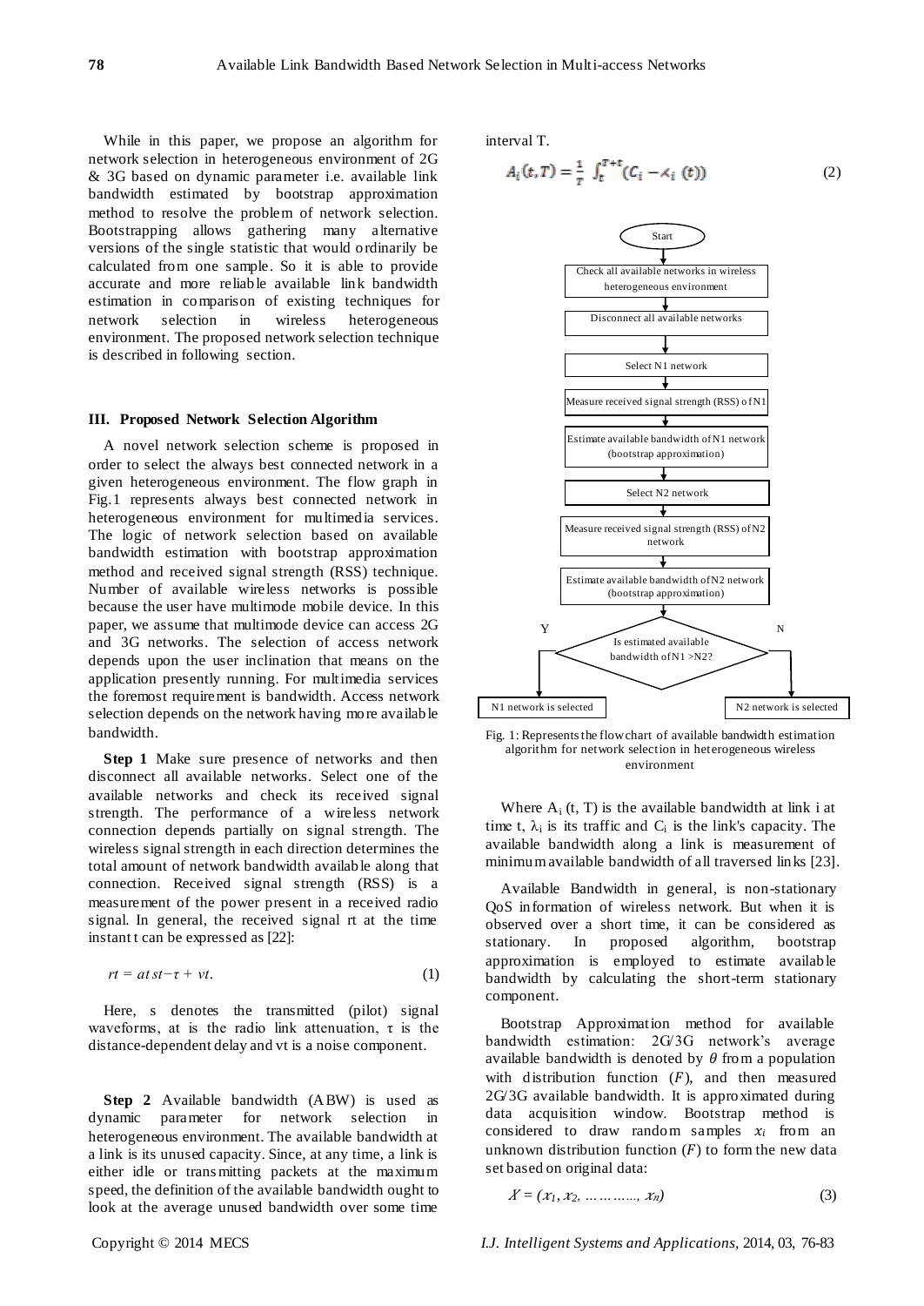While in this paper, we propose an algorithm for network selection in heterogeneous environment of 2G & 3G based on dynamic parameter i.e. available link bandwidth estimated by bootstrap approximation method to resolve the problem of network selection. Bootstrapping allows gathering many alternative versions of the single statistic that would ordinarily be calculated from one sample. So it is able to provide accurate and more reliable available link bandwidth estimation in comparison of existing techniques for network selection in wireless heterogeneous environment. The proposed network selection technique is described in following section.

### III. Proposed Network Selection Algorithm

A novel network selection scheme is proposed in order to select the always best connected network in a given heterogeneous environment. The flow graph in Fig.1 represents always best connected network in heterogeneous environment for multimedia services. The logic of network selection based on available bandwidth estimation with bootstrap approximation method and received signal strength (RSS) technique. Number of available wireless networks is possible because the user have multimode mobile device. In this paper, we assume that multimode device can access 2G and 3G networks. The selection of access network depends upon the user inclination that means on the application presently running. For multimedia services the foremost requirement is bandwidth. Access network selection depends on the network having more available bandwidth.

**Step 1** Make sure presence of networks and then disconnect all available networks. Select one of the available networks and check its received signal strength. The performance of a wireless network connection depends partially on signal strength. The wireless signal strength in each direction determines the total amount of network bandwidth available along that connection. Received signal strength (RSS) is a measurement of the power present in a received radio signal. In general, the received signal rt at the time instant t can be expressed as [22]:

$$rt = at\,st - \tau + vt. \tag{1}$$

Here, s denotes the transmitted (pilot) signal waveforms, at is the radio link attenuation, $\tau$ is the distance-dependent delay and vt is a noise component.

**Step 2** Available bandwidth (ABW) is used as dynamic parameter for network selection in heterogeneous environment. The available bandwidth at a link is its unused capacity. Since, at any time, a link is either idle or transmitting packets at the maximum speed, the definition of the available bandwidth ought to look at the average unused bandwidth over some time interval T.

$$A_i(t,T) = \frac{1}{T}\int_t^{T+t}(C_i - \lambda_i(t)) \tag{2}$$

Fig. 1: Represents the flowchart of available bandwidth estimation algorithm for network selection in heterogeneous wireless environment

Where $A_i$ (t, T) is the available bandwidth at link i at time t, $\lambda_i$ is its traffic and $C_i$ is the link's capacity. The available bandwidth along a link is measurement of minimum available bandwidth of all traversed links [23].

Available Bandwidth in general, is non-stationary QoS information of wireless network. But when it is observed over a short time, it can be considered as stationary. In proposed algorithm, bootstrap approximation is employed to estimate available bandwidth by calculating the short-term stationary component.

Bootstrap Approximation method for available bandwidth estimation: 2G/3G network's average available bandwidth is denoted by $\theta$ from a population with distribution function ($F$), and then measured 2G/3G available bandwidth. It is approximated during data acquisition window. Bootstrap method is considered to draw random samples $x_i$ from an unknown distribution function ($F$) to form the new data set based on original data:

$$X = (x_1, x_2, \ldots\ldots\ldots, x_n) \tag{3}$$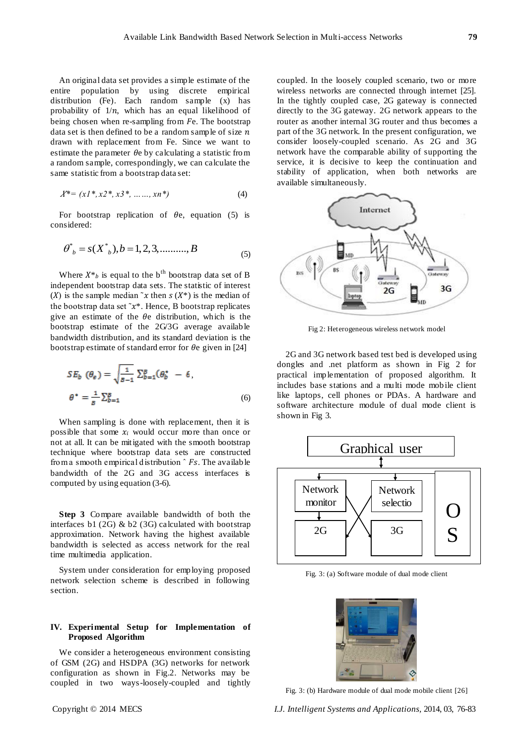An original data set provides a simple estimate of the entire population by using discrete empirical distribution (Fe). Each random sample (x) has probability of $1/n$, which has an equal likelihood of being chosen when re-sampling from $F$e. The bootstrap data set is then defined to be a random sample of size $n$ drawn with replacement from Fe. Since we want to estimate the parameter $\theta$e by calculating a statistic from a random sample, correspondingly, we can calculate the same statistic from a bootstrap data set:

$$X^* = (x1^*, x2^*, x3^*, \ldots\ldots, xn^*) \tag{4}$$

For bootstrap replication of $\theta$e, equation (5) is considered:

$$\theta^*_b = s(X^*_b), b = 1, 2, 3, \ldots\ldots\ldots., B \tag{5}$$

Where $X^*_b$ is equal to the b[th] bootstrap data set of B independent bootstrap data sets. The statistic of interest ($X$) is the sample median $\tilde{x}$ then $s(X^*)$ is the median of the bootstrap data set $\tilde{x}^*$. Hence, B bootstrap replicates give an estimate of the $\theta$e distribution, which is the bootstrap estimate of the 2G/3G average available bandwidth distribution, and its standard deviation is the bootstrap estimate of standard error for $\theta$e given in [24]

$$SE_b\ (\theta_e) = \sqrt{\frac{1}{B-1}\sum_{b=1}^{B}(\theta_b^* \ - \ \acute{\theta}}\ ,$$

$$\theta^* = \frac{1}{B}\sum_{b=1}^{B} \tag{6}$$

When sampling is done with replacement, then it is possible that some $x_i$ would occur more than once or not at all. It can be mitigated with the smooth bootstrap technique where bootstrap data sets are constructed from a smooth empirical distribution $\hat{\ } Fs$. The available bandwidth of the 2G and 3G access interfaces is computed by using equation (3-6).

**Step 3** Compare available bandwidth of both the interfaces b1 (2G) & b2 (3G) calculated with bootstrap approximation. Network having the highest available bandwidth is selected as access network for the real time multimedia application.

System under consideration for employing proposed network selection scheme is described in following section.

## IV. Experimental Setup for Implementation of Proposed Algorithm

We consider a heterogeneous environment consisting of GSM (2G) and HSDPA (3G) networks for network configuration as shown in Fig.2. Networks may be coupled in two ways-loosely-coupled and tightly coupled. In the loosely coupled scenario, two or more wireless networks are connected through internet [25]. In the tightly coupled case, 2G gateway is connected directly to the 3G gateway. 2G network appears to the router as another internal 3G router and thus becomes a part of the 3G network. In the present configuration, we consider loosely-coupled scenario. As 2G and 3G network have the comparable ability of supporting the service, it is decisive to keep the continuation and stability of application, when both networks are available simultaneously.

Fig 2: Heterogeneous wireless network model

2G and 3G network based test bed is developed using dongles and .net platform as shown in Fig 2 for practical implementation of proposed algorithm. It includes base stations and a multi mode mobile client like laptops, cell phones or PDAs. A hardware and software architecture module of dual mode client is shown in Fig 3.

Fig. 3: (a) Software module of dual mode client

Fig. 3: (b) Hardware module of dual mode mobile client [26]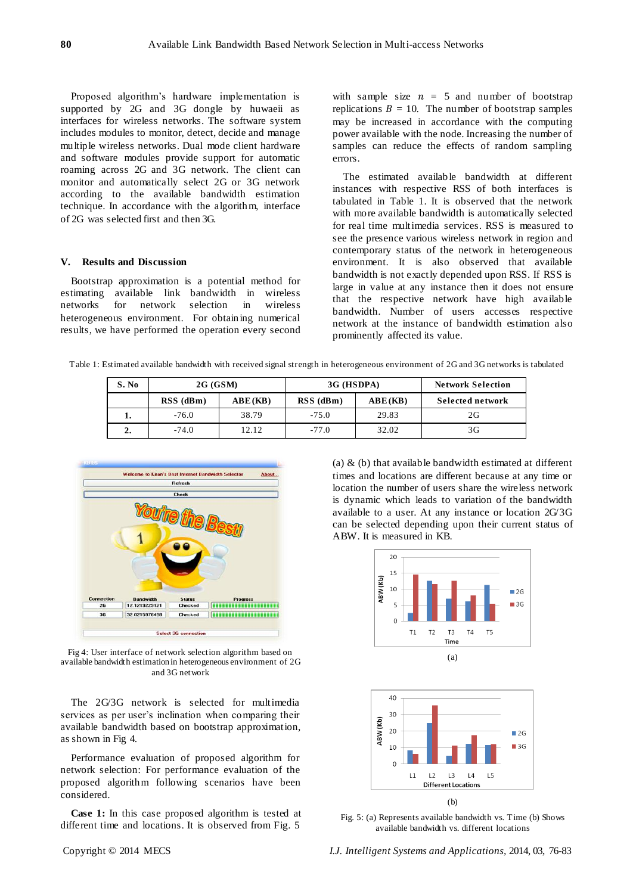Proposed algorithm's hardware implementation is supported by 2G and 3G dongle by huaweii as interfaces for wireless networks. The software system includes modules to monitor, detect, decide and manage multiple wireless networks. Dual mode client hardware and software modules provide support for automatic roaming across 2G and 3G network. The client can monitor and automatically select 2G or 3G network according to the available bandwidth estimation technique. In accordance with the algorithm, interface of 2G was selected first and then 3G.

## V. Results and Discussion

Bootstrap approximation is a potential method for estimating available link bandwidth in wireless networks for network selection in wireless heterogeneous environment. For obtaining numerical results, we have performed the operation every second with sample size $n = 5$ and number of bootstrap replications $B = 10$. The number of bootstrap samples may be increased in accordance with the computing power available with the node. Increasing the number of samples can reduce the effects of random sampling errors.

The estimated available bandwidth at different instances with respective RSS of both interfaces is tabulated in Table 1. It is observed that the network with more available bandwidth is automatically selected for real time multimedia services. RSS is measured to see the presence various wireless network in region and contemporary status of the network in heterogeneous environment. It is also observed that available bandwidth is not exactly depended upon RSS. If RSS is large in value at any instance then it does not ensure that the respective network have high available bandwidth. Number of users accesses respective network at the instance of bandwidth estimation also prominently affected its value.

Table 1: Estimated available bandwidth with received signal strength in heterogeneous environment of 2G and 3G networks is tabulated

| S. No | 2G (GSM) | | 3G (HSDPA) | | Network Selection |
|---|---|---|---|---|---|
| | RSS (dBm) | ABE (KB) | RSS (dBm) | ABE (KB) | Selected network |
| 1. | -76.0 | 38.79 | -75.0 | 29.83 | 2G |
| 2. | -74.0 | 12.12 | -77.0 | 32.02 | 3G |

Fig 4: User interface of network selection algorithm based on available bandwidth estimation in heterogeneous environment of 2G and 3G network

The 2G/3G network is selected for multimedia services as per user's inclination when comparing their available bandwidth based on bootstrap approximation, as shown in Fig 4.

Performance evaluation of proposed algorithm for network selection: For performance evaluation of the proposed algorithm following scenarios have been considered.

**Case 1:** In this case proposed algorithm is tested at different time and locations. It is observed from Fig. 5 (a) & (b) that available bandwidth estimated at different times and locations are different because at any time or location the number of users share the wireless network is dynamic which leads to variation of the bandwidth available to a user. At any instance or location 2G/3G can be selected depending upon their current status of ABW. It is measured in KB.

(a)

(b)

Fig. 5: (a) Represents available bandwidth vs. Time (b) Shows available bandwidth vs. different locations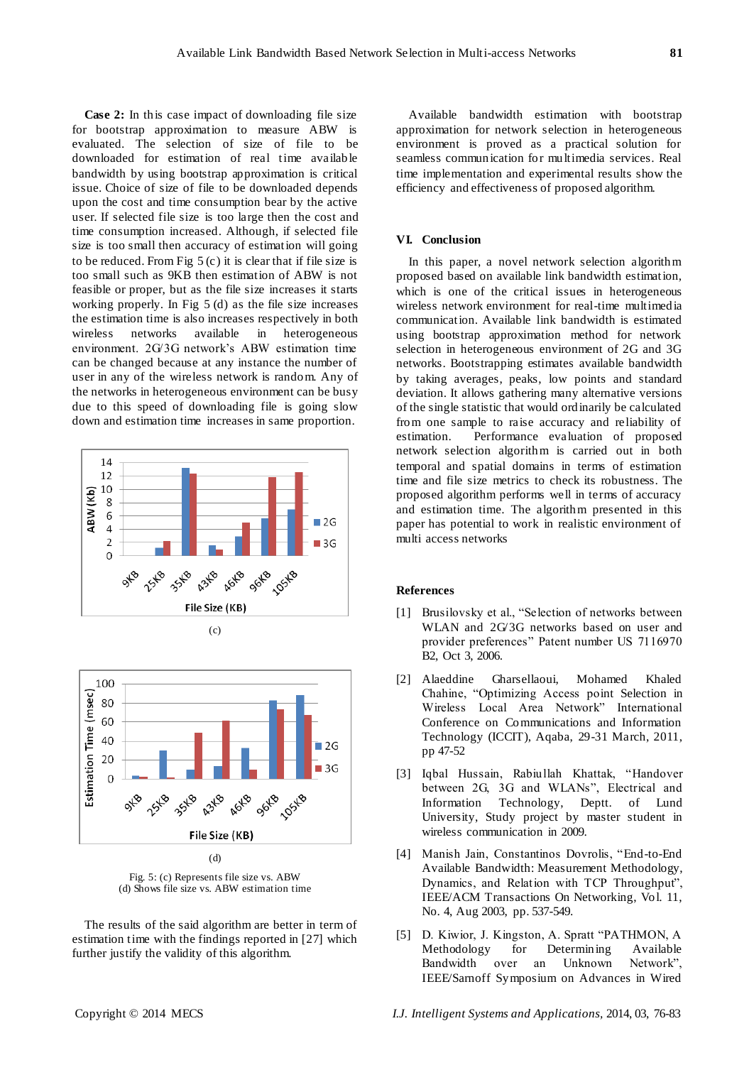**Case 2:** In this case impact of downloading file size for bootstrap approximation to measure ABW is evaluated. The selection of size of file to be downloaded for estimation of real time available bandwidth by using bootstrap approximation is critical issue. Choice of size of file to be downloaded depends upon the cost and time consumption bear by the active user. If selected file size is too large then the cost and time consumption increased. Although, if selected file size is too small then accuracy of estimation will going to be reduced. From Fig 5 (c) it is clear that if file size is too small such as 9KB then estimation of ABW is not feasible or proper, but as the file size increases it starts working properly. In Fig 5 (d) as the file size increases the estimation time is also increases respectively in both wireless networks available in heterogeneous environment. 2G/3G network's ABW estimation time can be changed because at any instance the number of user in any of the wireless network is random. Any of the networks in heterogeneous environment can be busy due to this speed of downloading file is going slow down and estimation time increases in same proportion.

(c)

(d)

Fig. 5: (c) Represents file size vs. ABW
(d) Shows file size vs. ABW estimation time

The results of the said algorithm are better in term of estimation time with the findings reported in [27] which further justify the validity of this algorithm.

Available bandwidth estimation with bootstrap approximation for network selection in heterogeneous environment is proved as a practical solution for seamless communication for multimedia services. Real time implementation and experimental results show the efficiency and effectiveness of proposed algorithm.

## VI. Conclusion

In this paper, a novel network selection algorithm proposed based on available link bandwidth estimation, which is one of the critical issues in heterogeneous wireless network environment for real-time multimedia communication. Available link bandwidth is estimated using bootstrap approximation method for network selection in heterogeneous environment of 2G and 3G networks. Bootstrapping estimates available bandwidth by taking averages, peaks, low points and standard deviation. It allows gathering many alternative versions of the single statistic that would ordinarily be calculated from one sample to raise accuracy and reliability of estimation. Performance evaluation of proposed network selection algorithm is carried out in both temporal and spatial domains in terms of estimation time and file size metrics to check its robustness. The proposed algorithm performs well in terms of accuracy and estimation time. The algorithm presented in this paper has potential to work in realistic environment of multi access networks

## References

[1] Brusilovsky et al., "Selection of networks between WLAN and 2G/3G networks based on user and provider preferences" Patent number US 7116970 B2, Oct 3, 2006.

[2] Alaeddine Gharsellaoui, Mohamed Khaled Chahine, "Optimizing Access point Selection in Wireless Local Area Network" International Conference on Communications and Information Technology (ICCIT), Aqaba, 29-31 March, 2011, pp 47-52

[3] Iqbal Hussain, Rabiullah Khattak, "Handover between 2G, 3G and WLANs", Electrical and Information Technology, Deptt. of Lund University, Study project by master student in wireless communication in 2009.

[4] Manish Jain, Constantinos Dovrolis, "End-to-End Available Bandwidth: Measurement Methodology, Dynamics, and Relation with TCP Throughput", IEEE/ACM Transactions On Networking, Vol. 11, No. 4, Aug 2003, pp. 537-549.

[5] D. Kiwior, J. Kingston, A. Spratt "PATHMON, A Methodology for Determining Available Bandwidth over an Unknown Network", IEEE/Sarnoff Symposium on Advances in Wired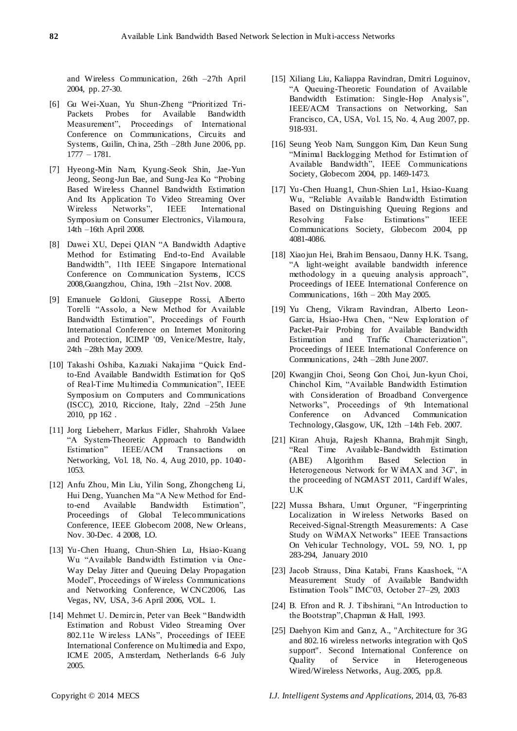and Wireless Communication, 26th –27th April 2004, pp. 27-30.

[6] Gu Wei-Xuan, Yu Shun-Zheng "Prioritized Tri-Packets Probes for Available Bandwidth Measurement", Proceedings of International Conference on Communications, Circuits and Systems, Guilin, China, 25th –28th June 2006, pp. 1777 – 1781.

[7] Hyeong-Min Nam, Kyung-Seok Shin, Jae-Yun Jeong, Seong-Jun Bae, and Sung-Jea Ko "Probing Based Wireless Channel Bandwidth Estimation And Its Application To Video Streaming Over Wireless Networks", IEEE International Symposium on Consumer Electronics, Vilamoura, 14th –16th April 2008.

[8] Dawei XU, Depei QIAN "A Bandwidth Adaptive Method for Estimating End-to-End Available Bandwidth", 11th IEEE Singapore International Conference on Communication Systems, ICCS 2008,Guangzhou, China, 19th –21st Nov. 2008.

[9] Emanuele Goldoni, Giuseppe Rossi, Alberto Torelli "Assolo, a New Method for Available Bandwidth Estimation", Proceedings of Fourth International Conference on Internet Monitoring and Protection, ICIMP '09, Venice/Mestre, Italy, 24th –28th May 2009.

[10] Takashi Oshiba, Kazuaki Nakajima "Quick End-to-End Available Bandwidth Estimation for QoS of Real-Time Multimedia Communication", IEEE Symposium on Computers and Communications (ISCC), 2010, Riccione, Italy, 22nd –25th June 2010, pp 162 .

[11] Jorg Liebeherr, Markus Fidler, Shahrokh Valaee "A System-Theoretic Approach to Bandwidth Estimation" IEEE/ACM Transactions on Networking, Vol. 18, No. 4, Aug 2010, pp. 1040-1053.

[12] Anfu Zhou, Min Liu, Yilin Song, Zhongcheng Li, Hui Deng, Yuanchen Ma "A New Method for End-to-end Available Bandwidth Estimation", Proceedings of Global Telecommunications Conference, IEEE Globecom 2008, New Orleans, Nov. 30-Dec. 4 2008, LO.

[13] Yu-Chen Huang, Chun-Shien Lu, Hsiao-Kuang Wu "Available Bandwidth Estimation via One-Way Delay Jitter and Queuing Delay Propagation Model", Proceedings of Wireless Communications and Networking Conference, WCNC2006, Las Vegas, NV, USA, 3-6 April 2006, VOL. 1.

[14] Mehmet U. Demircin, Peter van Beek "Bandwidth Estimation and Robust Video Streaming Over 802.11e Wireless LANs", Proceedings of IEEE International Conference on Multimedia and Expo, ICME 2005, Amsterdam, Netherlands 6-6 July 2005.

[15] Xiliang Liu, Kaliappa Ravindran, Dmitri Loguinov, "A Queuing-Theoretic Foundation of Available Bandwidth Estimation: Single-Hop Analysis", IEEE/ACM Transactions on Networking, San Francisco, CA, USA, Vol. 15, No. 4, Aug 2007, pp. 918-931.

[16] Seung Yeob Nam, Sunggon Kim, Dan Keun Sung "Minimal Backlogging Method for Estimation of Available Bandwidth", IEEE Communications Society, Globecom 2004, pp. 1469-1473.

[17] Yu-Chen Huang1, Chun-Shien Lu1, Hsiao-Kuang Wu, "Reliable Available Bandwidth Estimation Based on Distinguishing Queuing Regions and Resolving False Estimations" IEEE Communications Society, Globecom 2004, pp 4081-4086.

[18] Xiaojun Hei, Brahim Bensaou, Danny H.K. Tsang, "A light-weight available bandwidth inference methodology in a queuing analysis approach", Proceedings of IEEE International Conference on Communications, 16th – 20th May 2005.

[19] Yu Cheng, Vikram Ravindran, Alberto Leon-Garcia, Hsiao-Hwa Chen, "New Exploration of Packet-Pair Probing for Available Bandwidth Estimation and Traffic Characterization", Proceedings of IEEE International Conference on Communications, 24th –28th June 2007.

[20] Kwangjin Choi, Seong Gon Choi, Jun-kyun Choi, Chinchol Kim, "Available Bandwidth Estimation with Consideration of Broadband Convergence Networks", Proceedings of 9th International Conference on Advanced Communication Technology,Glasgow, UK, 12th –14th Feb. 2007.

[21] Kiran Ahuja, Rajesh Khanna, Brahmjit Singh, "Real Time Available-Bandwidth Estimation (ABE) Algorithm Based Selection in Heterogeneous Network for WiMAX and 3G", in the proceeding of NGMAST 2011, Cardiff Wales, U.K

[22] Mussa Bshara, Umut Orguner, "Fingerprinting Localization in Wireless Networks Based on Received-Signal-Strength Measurements: A Case Study on WiMAX Networks" IEEE Transactions On Vehicular Technology, VOL. 59, NO. 1, pp 283-294, January 2010

[23] Jacob Strauss, Dina Katabi, Frans Kaashoek, "A Measurement Study of Available Bandwidth Estimation Tools" IMC'03, October 27–29, 2003

[24] B. Efron and R. J. Tibshirani, "An Introduction to the Bootstrap",Chapman & Hall, 1993.

[25] Daehyon Kim and Ganz, A., "Architecture for 3G and 802.16 wireless networks integration with QoS support". Second International Conference on Quality of Service in Heterogeneous Wired/Wireless Networks, Aug. 2005, pp.8.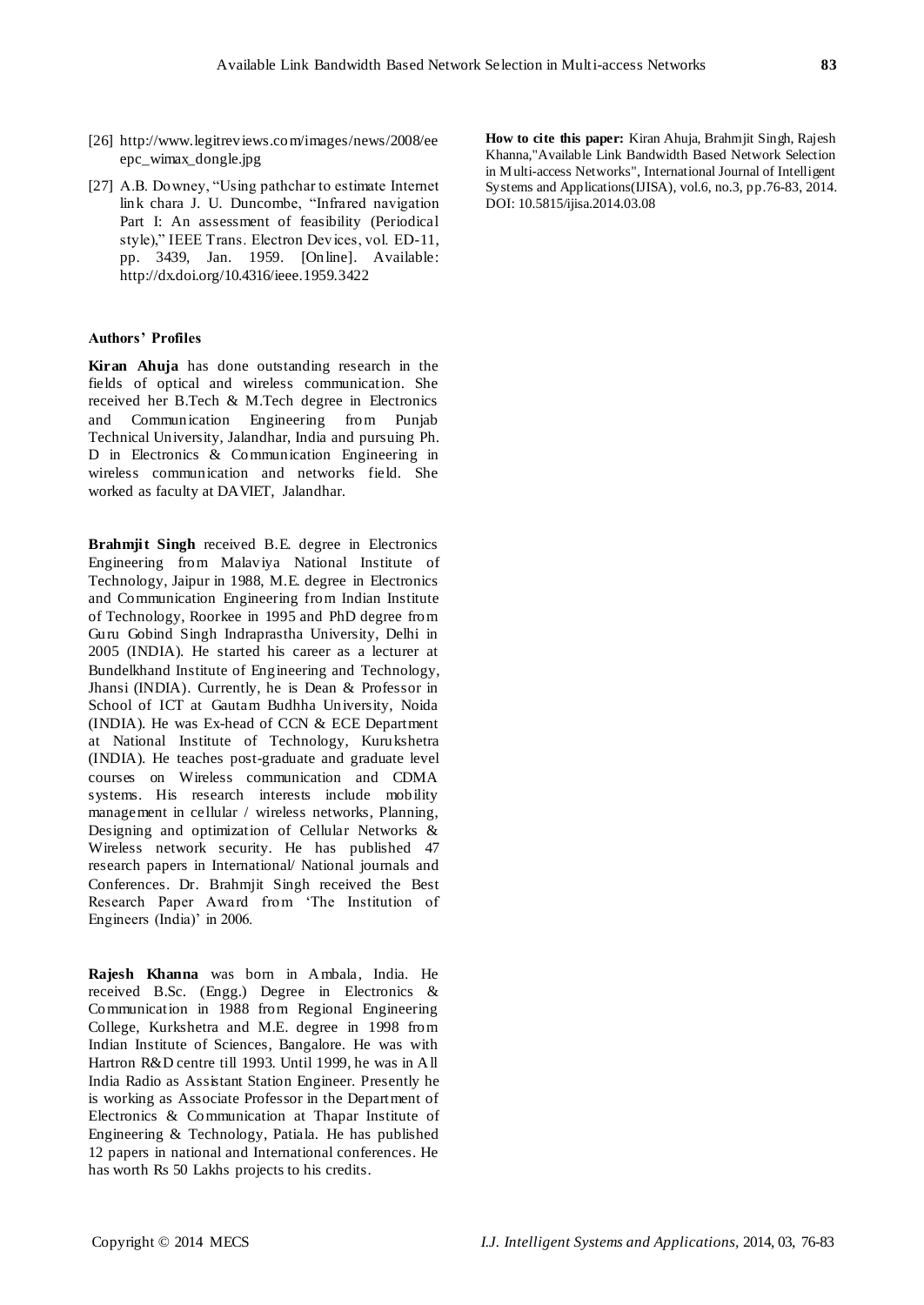[26] http://www.legitreviews.com/images/news/2008/eeepc_wimax_dongle.jpg

[27] A.B. Downey, "Using pathchar to estimate Internet link chara J. U. Duncombe, "Infrared navigation Part I: An assessment of feasibility (Periodical style)," IEEE Trans. Electron Devices, vol. ED-11, pp. 3439, Jan. 1959. [Online]. Available: http://dx.doi.org/10.4316/ieee.1959.3422

**Authors' Profiles**

**Kiran Ahuja** has done outstanding research in the fields of optical and wireless communication. She received her B.Tech & M.Tech degree in Electronics and Communication Engineering from Punjab Technical University, Jalandhar, India and pursuing Ph. D in Electronics & Communication Engineering in wireless communication and networks field. She worked as faculty at DAVIET, Jalandhar.

**Brahmjit Singh** received B.E. degree in Electronics Engineering from Malaviya National Institute of Technology, Jaipur in 1988, M.E. degree in Electronics and Communication Engineering from Indian Institute of Technology, Roorkee in 1995 and PhD degree from Guru Gobind Singh Indraprastha University, Delhi in 2005 (INDIA). He started his career as a lecturer at Bundelkhand Institute of Engineering and Technology, Jhansi (INDIA). Currently, he is Dean & Professor in School of ICT at Gautam Budhha University, Noida (INDIA). He was Ex-head of CCN & ECE Department at National Institute of Technology, Kurukshetra (INDIA). He teaches post-graduate and graduate level courses on Wireless communication and CDMA systems. His research interests include mobility management in cellular / wireless networks, Planning, Designing and optimization of Cellular Networks & Wireless network security. He has published 47 research papers in International/ National journals and Conferences. Dr. Brahmjit Singh received the Best Research Paper Award from 'The Institution of Engineers (India)' in 2006.

**Rajesh Khanna** was born in Ambala, India. He received B.Sc. (Engg.) Degree in Electronics & Communication in 1988 from Regional Engineering College, Kurkshetra and M.E. degree in 1998 from Indian Institute of Sciences, Bangalore. He was with Hartron R&D centre till 1993. Until 1999, he was in All India Radio as Assistant Station Engineer. Presently he is working as Associate Professor in the Department of Electronics & Communication at Thapar Institute of Engineering & Technology, Patiala. He has published 12 papers in national and International conferences. He has worth Rs 50 Lakhs projects to his credits.

**How to cite this paper:** Kiran Ahuja, Brahmjit Singh, Rajesh Khanna,"Available Link Bandwidth Based Network Selection in Multi-access Networks", International Journal of Intelligent Systems and Applications(IJISA), vol.6, no.3, pp.76-83, 2014. DOI: 10.5815/ijisa.2014.03.08